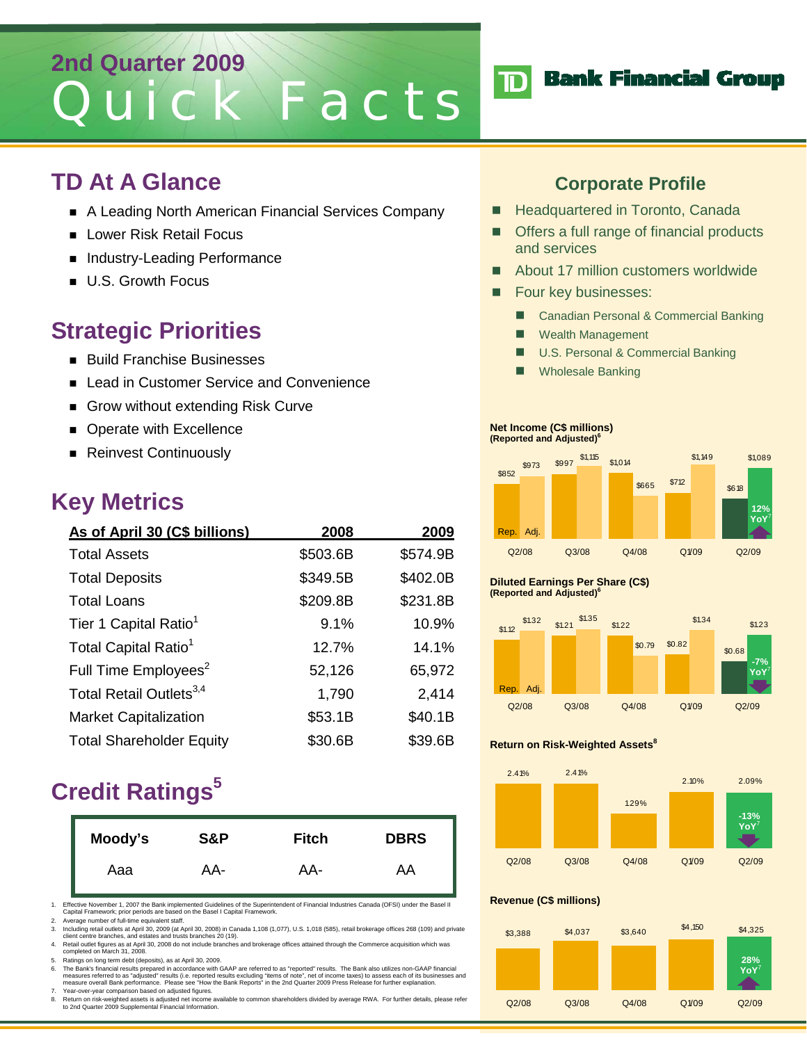# 2nd Quarter 2009 Quick Facts

TD Bank Financial Group

## TD At A Glance

- A Leading North American Financial Services Company
- Lower Risk Retail Focus
- Industry-Leading Performance
- U.S. Growth Focus

## Strategic Priorities

- Build Franchise Businesses
- Lead in Customer Service and Convenience
- Grow without extending Risk Curve
- Operate with Excellence
- Reinvest Continuously

## Key Metrics

| As of April 30 (C$ billions) | 2008 | 2009 |
|---|---|---|
| Total Assets | $503.6B | $574.9B |
| Total Deposits | $349.5B | $402.0B |
| Total Loans | $209.8B | $231.8B |
| Tier 1 Capital Ratio[1] | 9.1% | 10.9% |
| Total Capital Ratio[1] | 12.7% | 14.1% |
| Full Time Employees[2] | 52,126 | 65,972 |
| Total Retail Outlets[3,4] | 1,790 | 2,414 |
| Market Capitalization | $53.1B | $40.1B |
| Total Shareholder Equity | $30.6B | $39.6B |

## Credit Ratings[5]

| Moody's | S&P | Fitch | DBRS |
|---|---|---|---|
| Aaa | AA- | AA- | AA |

1. Effective November 1, 2007 the Bank implemented Guidelines of the Superintendent of Financial Industries Canada (OFSI) under the Basel II Capital Framework; prior periods are based on the Basel I Capital Framework.
2. Average number of full-time equivalent staff.
3. Including retail outlets at April 30, 2009 (at April 30, 2008) in Canada 1,108 (1,077), U.S. 1,018 (585), retail brokerage offices 268 (109) and private client centre branches, and estates and trusts branches 20 (19).
4. Retail outlet figures as at April 30, 2008 do not include branches and brokerage offices attained through the Commerce acquisition which was completed on March 31, 2008.
5. Ratings on long term debt (deposits), as at April 30, 2009.
6. The Bank's financial results prepared in accordance with GAAP are referred to as "reported" results. The Bank also utilizes non-GAAP financial measures referred to as "adjusted" results (i.e. reported results excluding "items of note", net of income taxes) to assess each of its businesses and measure overall Bank performance. Please see "How the Bank Reports" in the 2nd Quarter 2009 Press Release for further explanation.
7. Year-over-year comparison based on adjusted figures.
8. Return on risk-weighted assets is adjusted net income available to common shareholders divided by average RWA. For further details, please refer to 2nd Quarter 2009 Supplemental Financial Information.

## Corporate Profile

- Headquartered in Toronto, Canada
- Offers a full range of financial products and services
- About 17 million customers worldwide
- Four key businesses:
  - Canadian Personal & Commercial Banking
  - Wealth Management
  - U.S. Personal & Commercial Banking
  - Wholesale Banking

**Net Income (C$ millions) (Reported and Adjusted)[6]**

| | Q2/08 | Q3/08 | Q4/08 | Q1/09 | Q2/09 |
|---|---|---|---|---|---|
| Rep. | $852 | $997 | $1,014 | $712 | $618 |
| Adj. | $973 | $1,115 | $665 | $1,149 | $1,089 |

Q2/09: 12% YoY[7]

**Diluted Earnings Per Share (C$) (Reported and Adjusted)[6]**

| | Q2/08 | Q3/08 | Q4/08 | Q1/09 | Q2/09 |
|---|---|---|---|---|---|
| Rep. | $1.12 | $1.21 | $1.22 | $0.82 | $0.68 |
| Adj. | $1.32 | $1.35 | $0.79 | $1.34 | $1.23 |

Q2/09: -7% YoY[7]

**Return on Risk-Weighted Assets[8]**

| Q2/08 | Q3/08 | Q4/08 | Q1/09 | Q2/09 |
|---|---|---|---|---|
| 2.41% | 2.41% | 1.29% | 2.10% | 2.09% |

Q2/09: -13% YoY[7]

**Revenue (C$ millions)**

| Q2/08 | Q3/08 | Q4/08 | Q1/09 | Q2/09 |
|---|---|---|---|---|
| $3,388 | $4,037 | $3,640 | $4,150 | $4,325 |

Q2/09: 28% YoY[7]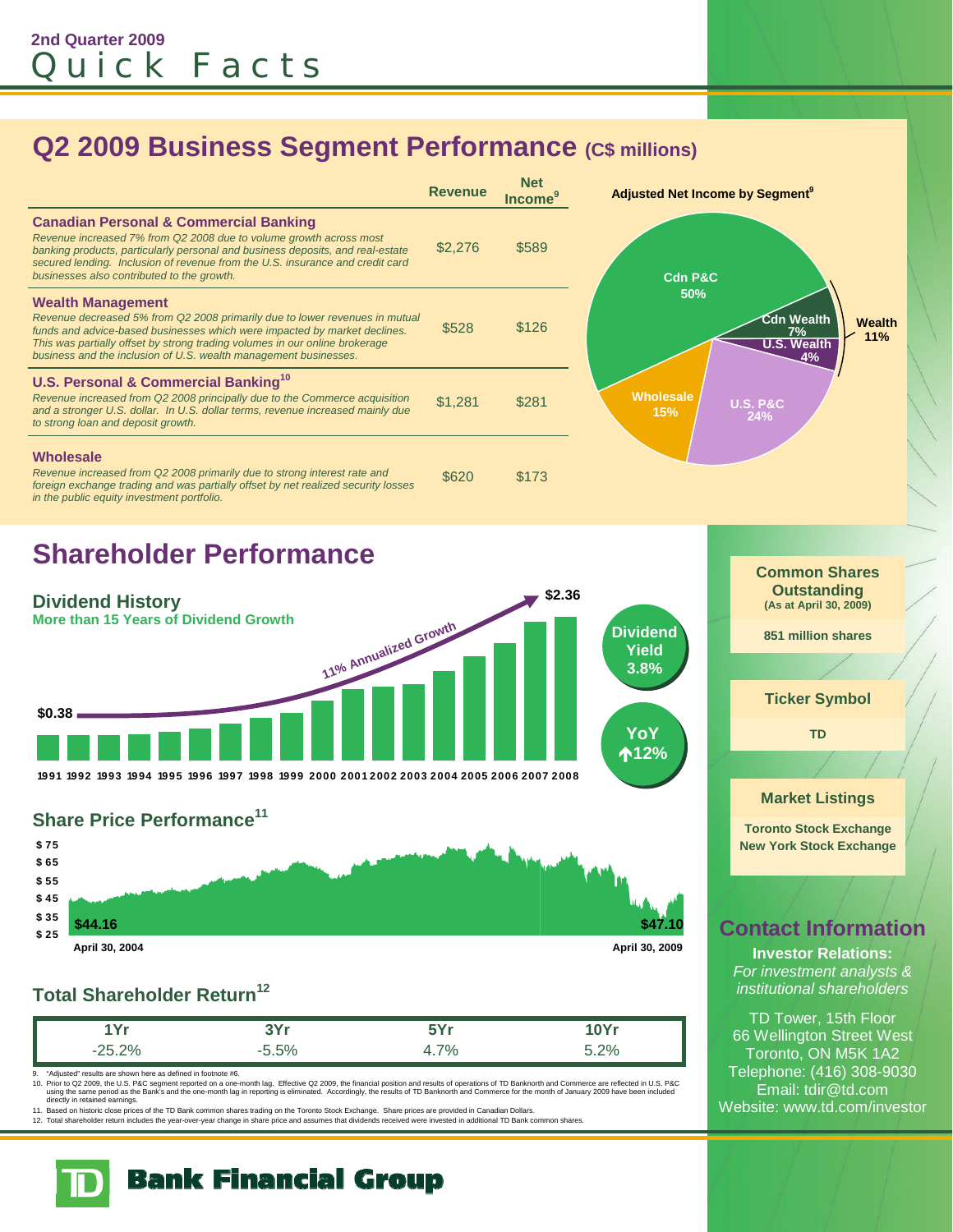2nd Quarter 2009

# Quick Facts

## Q2 2009 Business Segment Performance (C$ millions)

| | Revenue | Net Income[9] |
|---|---|---|
| **Canadian Personal & Commercial Banking**<br>*Revenue increased 7% from Q2 2008 due to volume growth across most banking products, particularly personal and business deposits, and real-estate secured lending. Inclusion of revenue from the U.S. insurance and credit card businesses also contributed to the growth.* | $2,276 | $589 |
| **Wealth Management**<br>*Revenue decreased 5% from Q2 2008 primarily due to lower revenues in mutual funds and advice-based businesses which were impacted by market declines. This was partially offset by strong trading volumes in our online brokerage business and the inclusion of U.S. wealth management businesses.* | $528 | $126 |
| **U.S. Personal & Commercial Banking[10]**<br>*Revenue increased from Q2 2008 principally due to the Commerce acquisition and a stronger U.S. dollar. In U.S. dollar terms, revenue increased mainly due to strong loan and deposit growth.* | $1,281 | $281 |
| **Wholesale**<br>*Revenue increased from Q2 2008 primarily due to strong interest rate and foreign exchange trading and was partially offset by net realized security losses in the public equity investment portfolio.* | $620 | $173 |

**Adjusted Net Income by Segment[9]**

Cdn P&C 50%
Cdn Wealth 7%
U.S. Wealth 4%
Wealth 11%
U.S. P&C 24%
Wholesale 15%

## Shareholder Performance

### Dividend History

More than 15 Years of Dividend Growth

$0.38
11% Annualized Growth
$2.36
1991 1992 1993 1994 1995 1996 1997 1998 1999 2000 2001 2002 2003 2004 2005 2006 2007 2008

Dividend Yield 3.8%

YoY ↑12%

### Share Price Performance[11]

$75
$65
$55
$45
$35
$25
$44.16
$47.10
April 30, 2004
April 30, 2009

### Total Shareholder Return[12]

| 1Yr | 3Yr | 5Yr | 10Yr |
|---|---|---|---|
| -25.2% | -5.5% | 4.7% | 5.2% |

9. "Adjusted" results are shown here as defined in footnote #6.
10. Prior to Q2 2009, the U.S. P&C segment reported on a one-month lag. Effective Q2 2009, the financial position and results of operations of TD Banknorth and Commerce are reflected in U.S. P&C using the same period as the Bank's and the one-month lag in reporting is eliminated. Accordingly, the results of TD Banknorth and Commerce for the month of January 2009 have been included directly in retained earnings.
11. Based on historic close prices of the TD Bank common shares trading on the Toronto Stock Exchange. Share prices are provided in Canadian Dollars.
12. Total shareholder return includes the year-over-year change in share price and assumes that dividends received were invested in additional TD Bank common shares.

**Common Shares Outstanding**
**(As at April 30, 2009)**

**851 million shares**

**Ticker Symbol**

**TD**

**Market Listings**

**Toronto Stock Exchange**
**New York Stock Exchange**

## Contact Information

**Investor Relations:**
*For investment analysts & institutional shareholders*

TD Tower, 15th Floor
66 Wellington Street West
Toronto, ON M5K 1A2
Telephone: (416) 308-9030
Email: tdir@td.com
Website: www.td.com/investor

TD Bank Financial Group